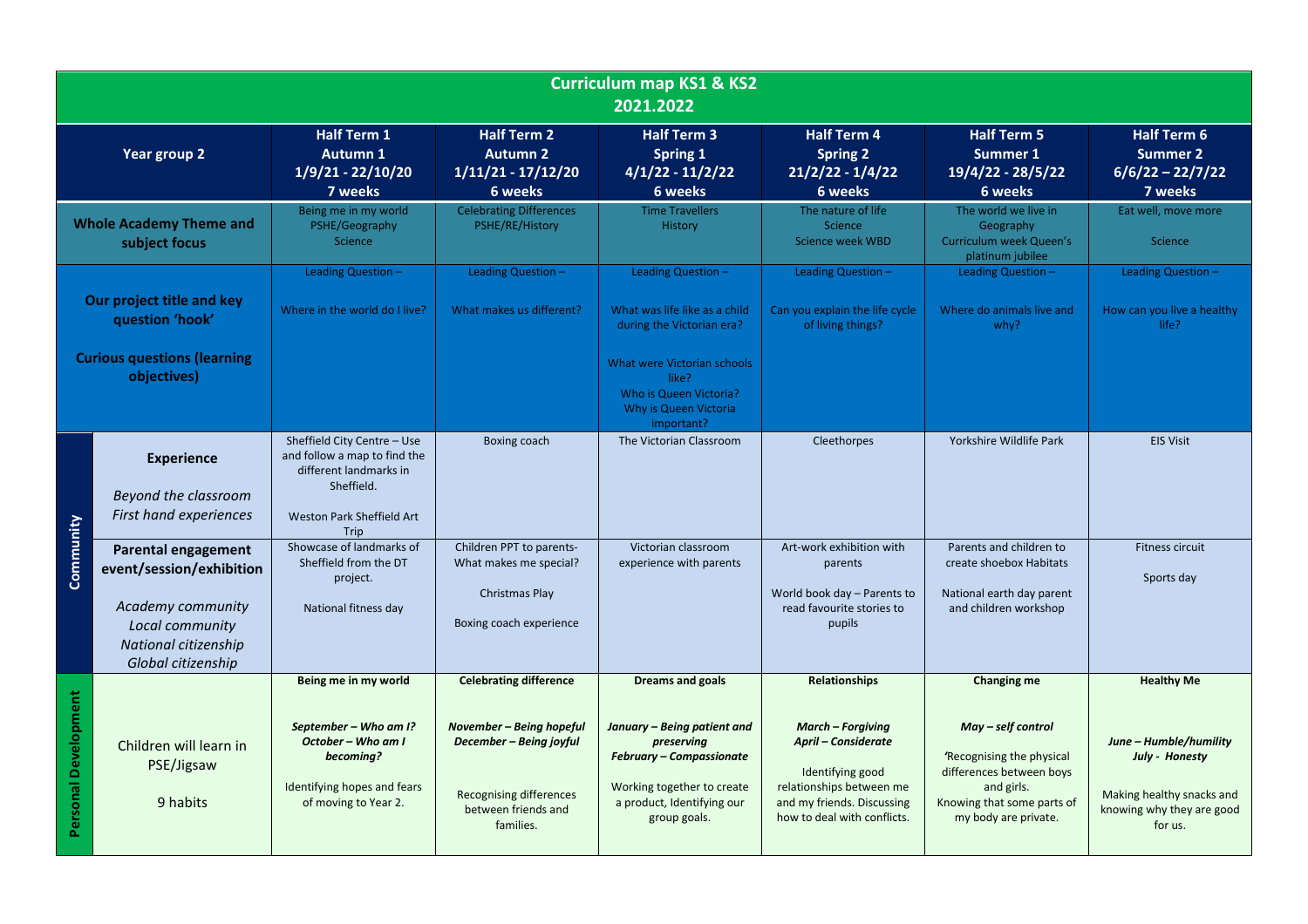| Curriculum map KS1 & KS2 2021.2022 | | | | | | | |
|---|---|---|---|---|---|---|---|
| **Year group 2** | | **Half Term 1 Autumn 1 1/9/21 - 22/10/20 7 weeks** | **Half Term 2 Autumn 2 1/11/21 - 17/12/20 6 weeks** | **Half Term 3 Spring 1 4/1/22 - 11/2/22 6 weeks** | **Half Term 4 Spring 2 21/2/22 - 1/4/22 6 weeks** | **Half Term 5 Summer 1 19/4/22 - 28/5/22 6 weeks** | **Half Term 6 Summer 2 6/6/22 – 22/7/22 7 weeks** |
| **Whole Academy Theme and subject focus** | | Being me in my world PSHE/Geography Science | Celebrating Differences PSHE/RE/History | Time Travellers History | The nature of life Science Science week WBD | The world we live in Geography Curriculum week Queen's platinum jubilee | Eat well, move more Science |
| **Our project title and key question 'hook'** **Curious questions (learning objectives)** | | Leading Question – Where in the world do I live? | Leading Question – What makes us different? | Leading Question – What was life like as a child during the Victorian era? What were Victorian schools like? Who is Queen Victoria? Why is Queen Victoria important? | Leading Question – Can you explain the life cycle of living things? | Leading Question – Where do animals live and why? | Leading Question – How can you live a healthy life? |
| **Community** | **Experience** *Beyond the classroom* *First hand experiences* | Sheffield City Centre – Use and follow a map to find the different landmarks in Sheffield. Weston Park Sheffield Art Trip | Boxing coach | The Victorian Classroom | Cleethorpes | Yorkshire Wildlife Park | EIS Visit |
| **Community** | **Parental engagement event/session/exhibition** *Academy community* *Local community* *National citizenship* *Global citizenship* | Showcase of landmarks of Sheffield from the DT project. National fitness day | Children PPT to parents- What makes me special? Christmas Play Boxing coach experience | Victorian classroom experience with parents | Art-work exhibition with parents World book day – Parents to read favourite stories to pupils | Parents and children to create shoebox Habitats National earth day parent and children workshop | Fitness circuit Sports day |
| **Personal Development** | Children will learn in PSE/Jigsaw 9 habits | **Being me in my world** ***September – Who am I? October – Who am I becoming?*** Identifying hopes and fears of moving to Year 2. | **Celebrating difference** ***November – Being hopeful December – Being joyful*** Recognising differences between friends and families. | **Dreams and goals** ***January – Being patient and preserving February – Compassionate*** Working together to create a product, Identifying our group goals. | **Relationships** ***March – Forgiving April – Considerate*** Identifying good relationships between me and my friends. Discussing how to deal with conflicts. | **Changing me** ***May – self control*** 'Recognising the physical differences between boys and girls. Knowing that some parts of my body are private. | **Healthy Me** ***June – Humble/humility July - Honesty*** Making healthy snacks and knowing why they are good for us. |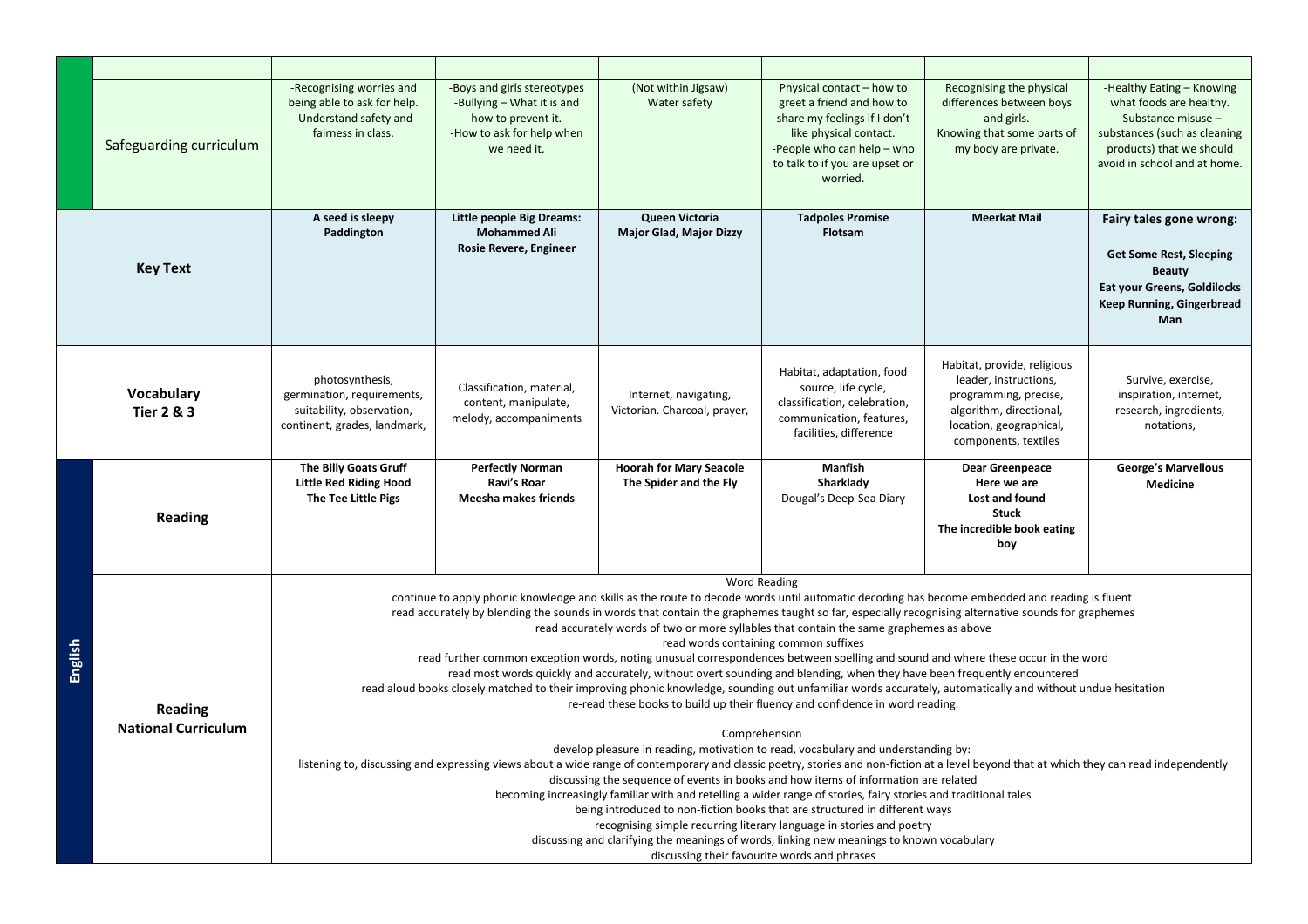| | | | | | | | |
|---|---|---|---|---|---|---|---|
| | | | | | | | |
| | Safeguarding curriculum | -Recognising worries and being able to ask for help.<br>-Understand safety and fairness in class. | -Boys and girls stereotypes<br>-Bullying – What it is and how to prevent it.<br>-How to ask for help when we need it. | (Not within Jigsaw)<br>Water safety | Physical contact – how to greet a friend and how to share my feelings if I don't like physical contact.<br>-People who can help – who to talk to if you are upset or worried. | Recognising the physical differences between boys and girls.<br>Knowing that some parts of my body are private. | -Healthy Eating – Knowing what foods are healthy.<br>-Substance misuse – substances (such as cleaning products) that we should avoid in school and at home. |
| **Key Text** | | **A seed is sleepy**<br>**Paddington** | **Little people Big Dreams: Mohammed Ali**<br>**Rosie Revere, Engineer** | **Queen Victoria**<br>**Major Glad, Major Dizzy** | **Tadpoles Promise**<br>**Flotsam** | **Meerkat Mail** | **Fairy tales gone wrong:**<br>**Get Some Rest, Sleeping Beauty**<br>**Eat your Greens, Goldilocks**<br>**Keep Running, Gingerbread Man** |
| **Vocabulary Tier 2 & 3** | | photosynthesis, germination, requirements, suitability, observation, continent, grades, landmark, | Classification, material, content, manipulate, melody, accompaniments | Internet, navigating, Victorian. Charcoal, prayer, | Habitat, adaptation, food source, life cycle, classification, celebration, communication, features, facilities, difference | Habitat, provide, religious leader, instructions, programming, precise, algorithm, directional, location, geographical, components, textiles | Survive, exercise, inspiration, internet, research, ingredients, notations, |
| English | **Reading** | **The Billy Goats Gruff**<br>**Little Red Riding Hood**<br>**The Tee Little Pigs** | **Perfectly Norman**<br>**Ravi's Roar**<br>**Meesha makes friends** | **Hoorah for Mary Seacole**<br>**The Spider and the Fly** | **Manfish**<br>**Sharklady**<br>Dougal's Deep-Sea Diary | **Dear Greenpeace**<br>**Here we are**<br>**Lost and found**<br>**Stuck**<br>**The incredible book eating boy** | **George's Marvellous Medicine** |
| English | **Reading National Curriculum** | Word Reading<br>continue to apply phonic knowledge and skills as the route to decode words until automatic decoding has become embedded and reading is fluent<br>read accurately by blending the sounds in words that contain the graphemes taught so far, especially recognising alternative sounds for graphemes<br>read accurately words of two or more syllables that contain the same graphemes as above<br>read words containing common suffixes<br>read further common exception words, noting unusual correspondences between spelling and sound and where these occur in the word<br>read most words quickly and accurately, without overt sounding and blending, when they have been frequently encountered<br>read aloud books closely matched to their improving phonic knowledge, sounding out unfamiliar words accurately, automatically and without undue hesitation<br>re-read these books to build up their fluency and confidence in word reading.<br><br>Comprehension<br>develop pleasure in reading, motivation to read, vocabulary and understanding by:<br>listening to, discussing and expressing views about a wide range of contemporary and classic poetry, stories and non-fiction at a level beyond that at which they can read independently<br>discussing the sequence of events in books and how items of information are related<br>becoming increasingly familiar with and retelling a wider range of stories, fairy stories and traditional tales<br>being introduced to non-fiction books that are structured in different ways<br>recognising simple recurring literary language in stories and poetry<br>discussing and clarifying the meanings of words, linking new meanings to known vocabulary<br>discussing their favourite words and phrases | | | | | |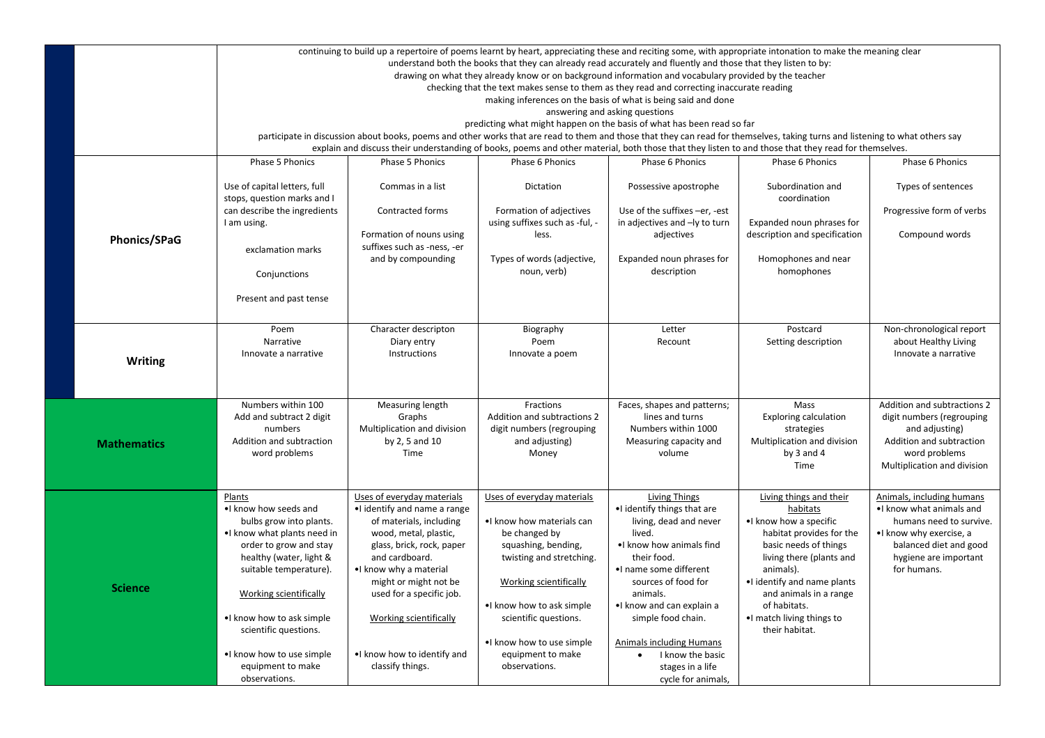| | | | | | | |
|---|---|---|---|---|---|---|
| | continuing to build up a repertoire of poems learnt by heart, appreciating these and reciting some, with appropriate intonation to make the meaning clear<br>understand both the books that they can already read accurately and fluently and those that they listen to by:<br>drawing on what they already know or on background information and vocabulary provided by the teacher<br>checking that the text makes sense to them as they read and correcting inaccurate reading<br>making inferences on the basis of what is being said and done<br>answering and asking questions<br>predicting what might happen on the basis of what has been read so far<br>participate in discussion about books, poems and other works that are read to them and those that they can read for themselves, taking turns and listening to what others say<br>explain and discuss their understanding of books, poems and other material, both those that they listen to and those that they read for themselves. | | | | | |
| **Phonics/SPaG** | Phase 5 Phonics<br><br>Use of capital letters, full stops, question marks and I can describe the ingredients I am using.<br><br>exclamation marks<br><br>Conjunctions<br><br>Present and past tense | Phase 5 Phonics<br><br>Commas in a list<br><br>Contracted forms<br><br>Formation of nouns using suffixes such as -ness, -er and by compounding | Phase 6 Phonics<br><br>Dictation<br><br>Formation of adjectives using suffixes such as -ful, -less.<br><br>Types of words (adjective, noun, verb) | Phase 6 Phonics<br><br>Possessive apostrophe<br><br>Use of the suffixes –er, -est in adjectives and –ly to turn adjectives<br><br>Expanded noun phrases for description | Phase 6 Phonics<br><br>Subordination and coordination<br><br>Expanded noun phrases for description and specification<br><br>Homophones and near homophones | Phase 6 Phonics<br><br>Types of sentences<br><br>Progressive form of verbs<br><br>Compound words |
| **Writing** | Poem<br>Narrative<br>Innovate a narrative | Character descripton<br>Diary entry<br>Instructions | Biography<br>Poem<br>Innovate a poem | Letter<br>Recount | Postcard<br>Setting description | Non-chronological report about Healthy Living<br>Innovate a narrative |
| **Mathematics** | Numbers within 100<br>Add and subtract 2 digit numbers<br>Addition and subtraction word problems | Measuring length<br>Graphs<br>Multiplication and division by 2, 5 and 10<br>Time | Fractions<br>Addition and subtractions 2 digit numbers (regrouping and adjusting)<br>Money | Faces, shapes and patterns; lines and turns<br>Numbers within 1000<br>Measuring capacity and volume | Mass<br>Exploring calculation strategies<br>Multiplication and division by 3 and 4<br>Time | Addition and subtractions 2 digit numbers (regrouping and adjusting)<br>Addition and subtraction word problems<br>Multiplication and division |
| **Science** | Plants<br>•I know how seeds and bulbs grow into plants.<br>•I know what plants need in order to grow and stay healthy (water, light & suitable temperature).<br><br>Working scientifically<br><br>•I know how to ask simple scientific questions.<br><br>•I know how to use simple equipment to make observations. | Uses of everyday materials<br>•I identify and name a range of materials, including wood, metal, plastic, glass, brick, rock, paper and cardboard.<br>•I know why a material might or might not be used for a specific job.<br><br>Working scientifically<br><br>•I know how to identify and classify things. | Uses of everyday materials<br><br>•I know how materials can be changed by squashing, bending, twisting and stretching.<br><br>Working scientifically<br><br>•I know how to ask simple scientific questions.<br><br>•I know how to use simple equipment to make observations. | Living Things<br>•I identify things that are living, dead and never lived.<br>•I know how animals find their food.<br>•I name some different sources of food for animals.<br>•I know and can explain a simple food chain.<br><br>Animals including Humans<br>• I know the basic stages in a life cycle for animals, | Living things and their habitats<br>•I know how a specific habitat provides for the basic needs of things living there (plants and animals).<br>•I identify and name plants and animals in a range of habitats.<br>•I match living things to their habitat. | Animals, including humans<br>•I know what animals and humans need to survive.<br>•I know why exercise, a balanced diet and good hygiene are important for humans. |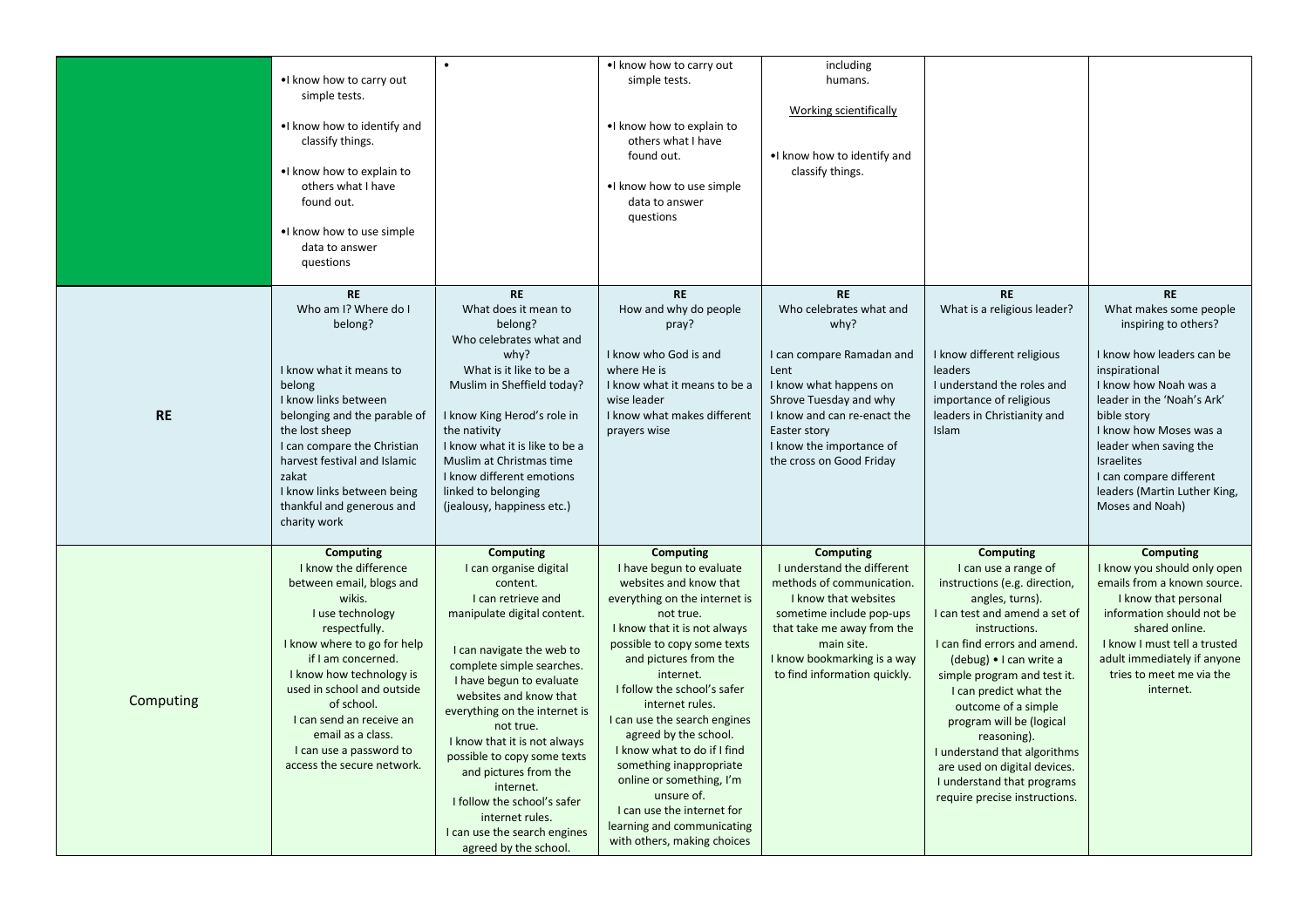| | | | | | | |
|---|---|---|---|---|---|---|
| | •I know how to carry out simple tests.<br><br>•I know how to identify and classify things.<br><br>•I know how to explain to others what I have found out.<br><br>•I know how to use simple data to answer questions | • | •I know how to carry out simple tests.<br><br>•I know how to explain to others what I have found out.<br><br>•I know how to use simple data to answer questions | including humans.<br><br>Working scientifically<br><br>•I know how to identify and classify things. | | |
| **RE** | **RE**<br>Who am I? Where do I belong?<br><br>I know what it means to belong<br>I know links between belonging and the parable of the lost sheep<br>I can compare the Christian harvest festival and Islamic zakat<br>I know links between being thankful and generous and charity work | **RE**<br>What does it mean to belong?<br>Who celebrates what and why?<br>What is it like to be a Muslim in Sheffield today?<br><br>I know King Herod's role in the nativity<br>I know what it is like to be a Muslim at Christmas time<br>I know different emotions linked to belonging (jealousy, happiness etc.) | **RE**<br>How and why do people pray?<br><br>I know who God is and where He is<br>I know what it means to be a wise leader<br>I know what makes different prayers wise | **RE**<br>Who celebrates what and why?<br><br>I can compare Ramadan and Lent<br>I know what happens on Shrove Tuesday and why<br>I know and can re-enact the Easter story<br>I know the importance of the cross on Good Friday | **RE**<br>What is a religious leader?<br><br>I know different religious leaders<br>I understand the roles and importance of religious leaders in Christianity and Islam | **RE**<br>What makes some people inspiring to others?<br><br>I know how leaders can be inspirational<br>I know how Noah was a leader in the 'Noah's Ark' bible story<br>I know how Moses was a leader when saving the Israelites<br>I can compare different leaders (Martin Luther King, Moses and Noah) |
| Computing | **Computing**<br>I know the difference between email, blogs and wikis.<br>I use technology respectfully.<br>I know where to go for help if I am concerned.<br>I know how technology is used in school and outside of school.<br>I can send an receive an email as a class.<br>I can use a password to access the secure network. | **Computing**<br>I can organise digital content.<br>I can retrieve and manipulate digital content.<br><br>I can navigate the web to complete simple searches.<br>I have begun to evaluate websites and know that everything on the internet is not true.<br>I know that it is not always possible to copy some texts and pictures from the internet.<br>I follow the school's safer internet rules.<br>I can use the search engines agreed by the school. | **Computing**<br>I have begun to evaluate websites and know that everything on the internet is not true.<br>I know that it is not always possible to copy some texts and pictures from the internet.<br>I follow the school's safer internet rules.<br>I can use the search engines agreed by the school.<br>I know what to do if I find something inappropriate online or something, I'm unsure of.<br>I can use the internet for learning and communicating with others, making choices | **Computing**<br>I understand the different methods of communication.<br>I know that websites sometime include pop-ups that take me away from the main site.<br>I know bookmarking is a way to find information quickly. | **Computing**<br>I can use a range of instructions (e.g. direction, angles, turns).<br>I can test and amend a set of instructions.<br>I can find errors and amend. (debug) • I can write a simple program and test it.<br>I can predict what the outcome of a simple program will be (logical reasoning).<br>I understand that algorithms are used on digital devices.<br>I understand that programs require precise instructions. | **Computing**<br>I know you should only open emails from a known source.<br>I know that personal information should not be shared online.<br>I know I must tell a trusted adult immediately if anyone tries to meet me via the internet. |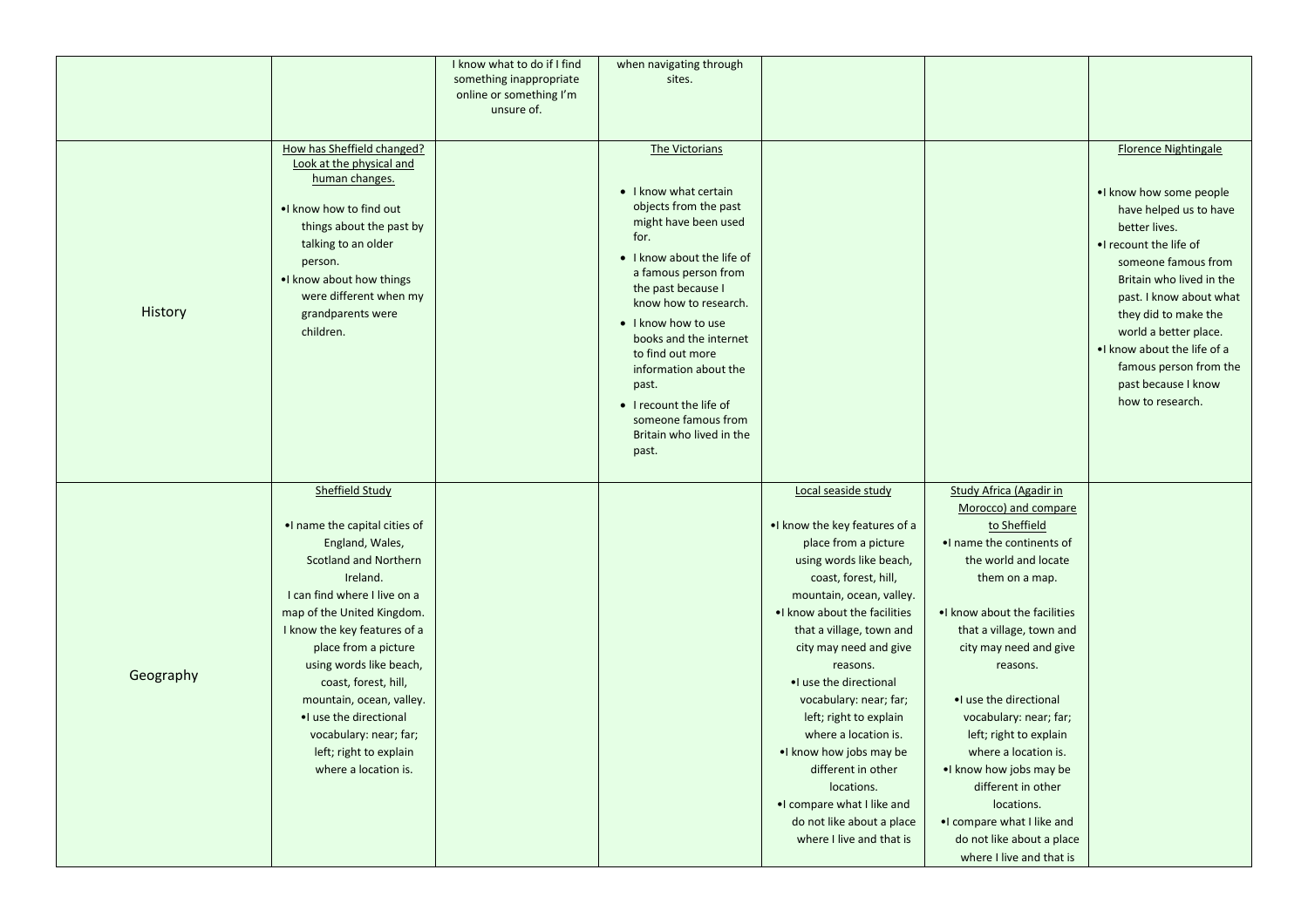|  |  |  |  |  |  |  |
|---|---|---|---|---|---|---|
|  |  | I know what to do if I find something inappropriate online or something I'm unsure of. | when navigating through sites. |  |  |  |
| History | How has Sheffield changed? Look at the physical and human changes.<br><br>•I know how to find out things about the past by talking to an older person.<br>•I know about how things were different when my grandparents were children. |  | The Victorians<br><br>• I know what certain objects from the past might have been used for.<br>• I know about the life of a famous person from the past because I know how to research.<br>• I know how to use books and the internet to find out more information about the past.<br>• I recount the life of someone famous from Britain who lived in the past. |  |  | Florence Nightingale<br><br>•I know how some people have helped us to have better lives.<br>•I recount the life of someone famous from Britain who lived in the past. I know about what they did to make the world a better place.<br>•I know about the life of a famous person from the past because I know how to research. |
| Geography | Sheffield Study<br><br>•I name the capital cities of England, Wales, Scotland and Northern Ireland.<br>I can find where I live on a map of the United Kingdom.<br>I know the key features of a place from a picture using words like beach, coast, forest, hill, mountain, ocean, valley.<br>•I use the directional vocabulary: near; far; left; right to explain where a location is. |  |  | Local seaside study<br><br>•I know the key features of a place from a picture using words like beach, coast, forest, hill, mountain, ocean, valley.<br>•I know about the facilities that a village, town and city may need and give reasons.<br>•I use the directional vocabulary: near; far; left; right to explain where a location is.<br>•I know how jobs may be different in other locations.<br>•I compare what I like and do not like about a place where I live and that is | Study Africa (Agadir in Morocco) and compare to Sheffield<br>•I name the continents of the world and locate them on a map.<br><br>•I know about the facilities that a village, town and city may need and give reasons.<br><br>•I use the directional vocabulary: near; far; left; right to explain where a location is.<br>•I know how jobs may be different in other locations.<br>•I compare what I like and do not like about a place where I live and that is |  |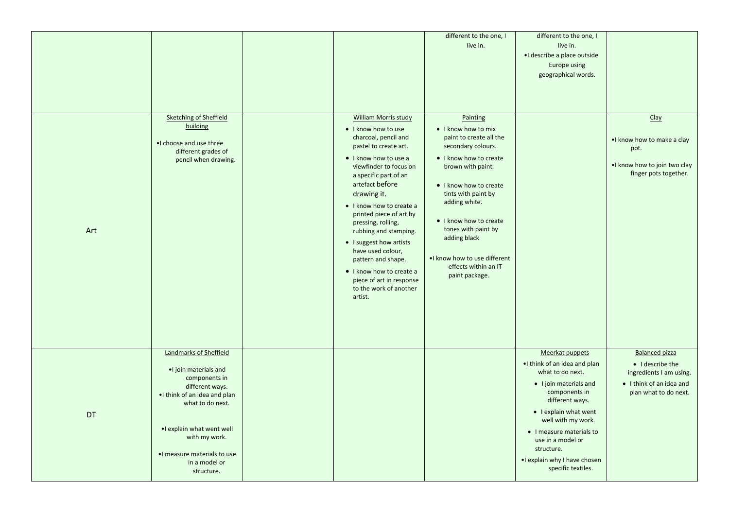| | | | | | | |
|---|---|---|---|---|---|---|
| | | | | different to the one, I live in. | different to the one, I live in.<br>•I describe a place outside Europe using geographical words. | |
| Art | Sketching of Sheffield building<br><br>•I choose and use three different grades of pencil when drawing. | | William Morris study<br>• I know how to use charcoal, pencil and pastel to create art.<br>• I know how to use a viewfinder to focus on a specific part of an artefact before drawing it.<br>• I know how to create a printed piece of art by pressing, rolling, rubbing and stamping.<br>• I suggest how artists have used colour, pattern and shape.<br>• I know how to create a piece of art in response to the work of another artist. | Painting<br>• I know how to mix paint to create all the secondary colours.<br>• I know how to create brown with paint.<br>• I know how to create tints with paint by adding white.<br>• I know how to create tones with paint by adding black<br>•I know how to use different effects within an IT paint package. | | Clay<br><br>•I know how to make a clay pot.<br>•I know how to join two clay finger pots together. |
| DT | Landmarks of Sheffield<br><br>•I join materials and components in different ways.<br>•I think of an idea and plan what to do next.<br>•I explain what went well with my work.<br>•I measure materials to use in a model or structure. | | | | Meerkat puppets<br>•I think of an idea and plan what to do next.<br>• I join materials and components in different ways.<br>• I explain what went well with my work.<br>• I measure materials to use in a model or structure.<br>•I explain why I have chosen specific textiles. | Balanced pizza<br>• I describe the ingredients I am using.<br>• I think of an idea and plan what to do next. |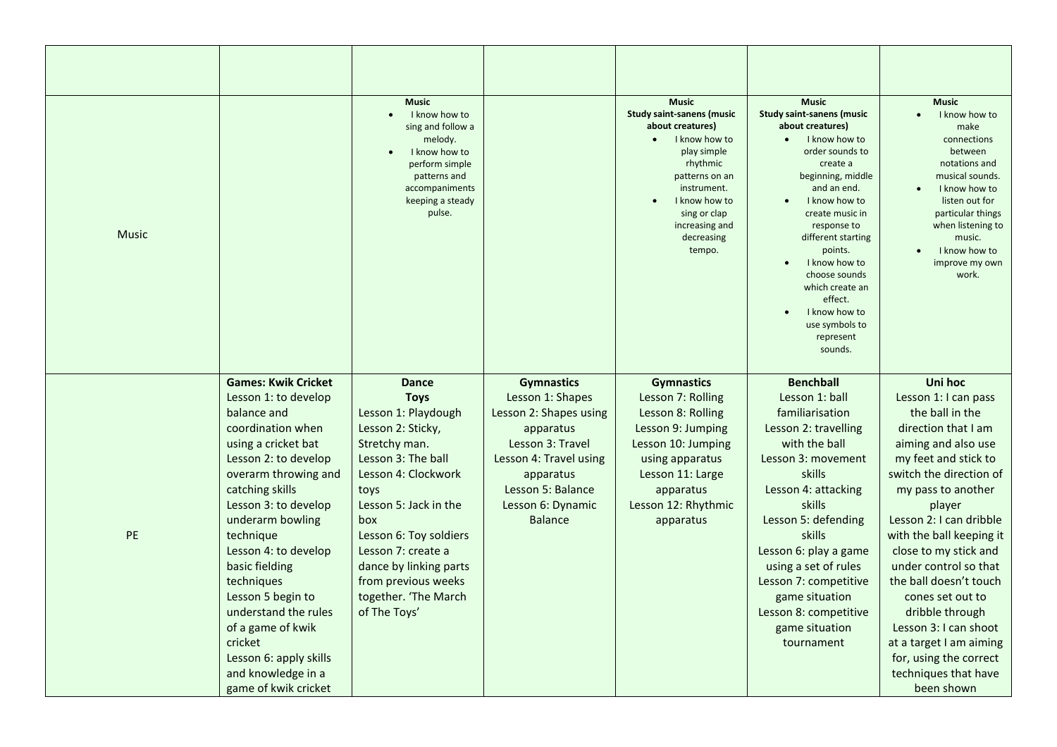| | | | | | | |
|---|---|---|---|---|---|---|
| | | | | | | |
| Music | | **Music**<br>• I know how to sing and follow a melody.<br>• I know how to perform simple patterns and accompaniments keeping a steady pulse. | | **Music**<br>**Study saint-sanens (music about creatures)**<br>• I know how to play simple rhythmic patterns on an instrument.<br>• I know how to sing or clap increasing and decreasing tempo. | **Music**<br>**Study saint-sanens (music about creatures)**<br>• I know how to order sounds to create a beginning, middle and an end.<br>• I know how to create music in response to different starting points.<br>• I know how to choose sounds which create an effect.<br>• I know how to use symbols to represent sounds. | **Music**<br>• I know how to make connections between notations and musical sounds.<br>• I know how to listen out for particular things when listening to music.<br>• I know how to improve my own work. |
| PE | **Games: Kwik Cricket**<br>Lesson 1: to develop balance and coordination when using a cricket bat<br>Lesson 2: to develop overarm throwing and catching skills<br>Lesson 3: to develop underarm bowling technique<br>Lesson 4: to develop basic fielding techniques<br>Lesson 5 begin to understand the rules of a game of kwik cricket<br>Lesson 6: apply skills and knowledge in a game of kwik cricket | **Dance**<br>**Toys**<br>Lesson 1: Playdough<br>Lesson 2: Sticky, Stretchy man.<br>Lesson 3: The ball<br>Lesson 4: Clockwork toys<br>Lesson 5: Jack in the box<br>Lesson 6: Toy soldiers<br>Lesson 7: create a dance by linking parts from previous weeks together. 'The March of The Toys' | **Gymnastics**<br>Lesson 1: Shapes<br>Lesson 2: Shapes using apparatus<br>Lesson 3: Travel<br>Lesson 4: Travel using apparatus<br>Lesson 5: Balance<br>Lesson 6: Dynamic Balance | **Gymnastics**<br>Lesson 7: Rolling<br>Lesson 8: Rolling<br>Lesson 9: Jumping<br>Lesson 10: Jumping using apparatus<br>Lesson 11: Large apparatus<br>Lesson 12: Rhythmic apparatus | **Benchball**<br>Lesson 1: ball familiarisation<br>Lesson 2: travelling with the ball<br>Lesson 3: movement skills<br>Lesson 4: attacking skills<br>Lesson 5: defending skills<br>Lesson 6: play a game using a set of rules<br>Lesson 7: competitive game situation<br>Lesson 8: competitive game situation tournament | **Uni hoc**<br>Lesson 1: I can pass the ball in the direction that I am aiming and also use my feet and stick to switch the direction of my pass to another player<br>Lesson 2: I can dribble with the ball keeping it close to my stick and under control so that the ball doesn't touch cones set out to dribble through<br>Lesson 3: I can shoot at a target I am aiming for, using the correct techniques that have been shown |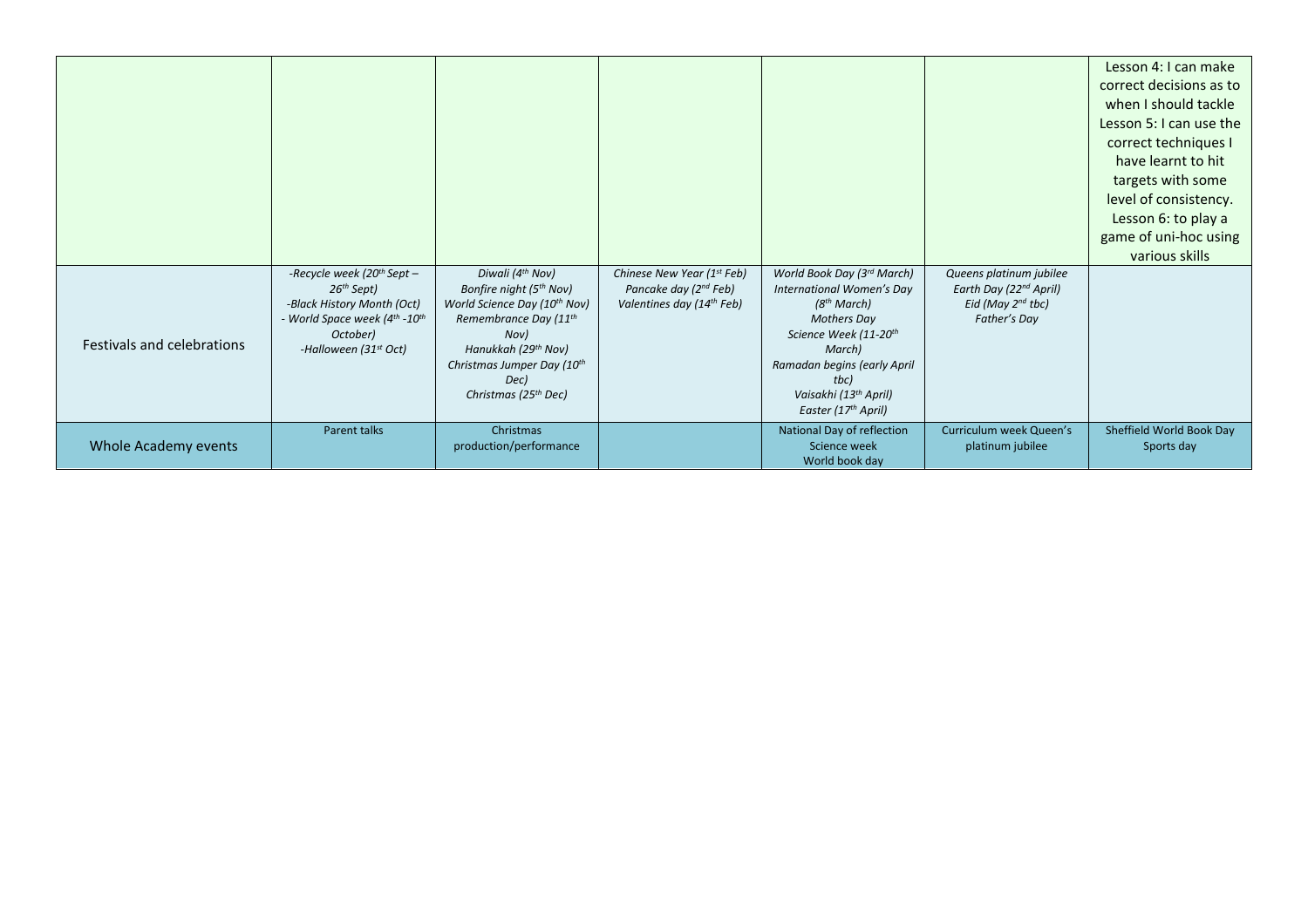| | | | | | | |
|---|---|---|---|---|---|---|
| | | | | | | Lesson 4: I can make correct decisions as to when I should tackle<br>Lesson 5: I can use the correct techniques I have learnt to hit targets with some level of consistency.<br>Lesson 6: to play a game of uni-hoc using various skills |
| Festivals and celebrations | *-Recycle week (20th Sept – 26th Sept)*<br>*-Black History Month (Oct)*<br>*- World Space week (4th -10th October)*<br>*-Halloween (31st Oct)* | *Diwali (4th Nov)*<br>*Bonfire night (5th Nov)*<br>*World Science Day (10th Nov)*<br>*Remembrance Day (11th Nov)*<br>*Hanukkah (29th Nov)*<br>*Christmas Jumper Day (10th Dec)*<br>*Christmas (25th Dec)* | *Chinese New Year (1st Feb)*<br>*Pancake day (2nd Feb)*<br>*Valentines day (14th Feb)* | *World Book Day (3rd March)*<br>*International Women's Day (8th March)*<br>*Mothers Day*<br>*Science Week (11-20th March)*<br>*Ramadan begins (early April tbc)*<br>*Vaisakhi (13th April)*<br>*Easter (17th April)* | *Queens platinum jubilee*<br>*Earth Day (22nd April)*<br>*Eid (May 2nd tbc)*<br>*Father's Day* | |
| Whole Academy events | Parent talks | Christmas production/performance | | National Day of reflection<br>Science week<br>World book day | Curriculum week Queen's platinum jubilee | Sheffield World Book Day<br>Sports day |